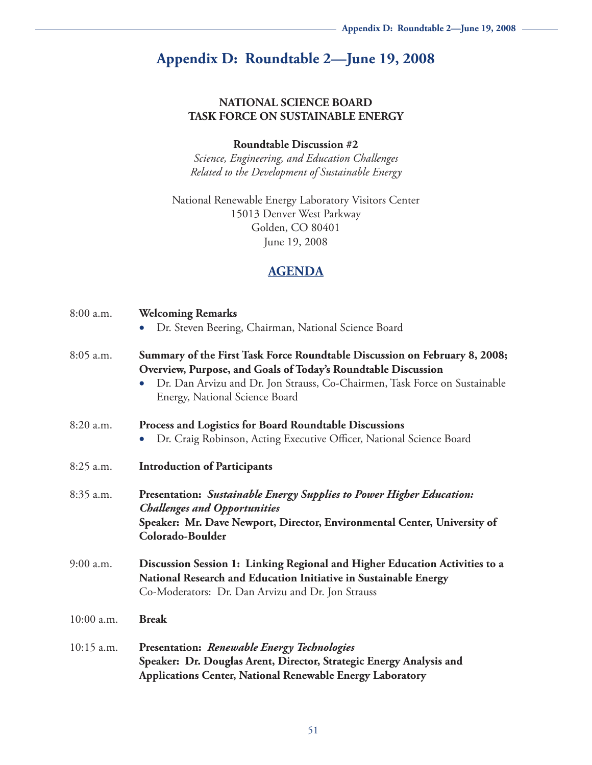# Appendix D: Roundtable 2—June 19, 2008

**NATIONAL SCIENCE BOARD**
**TASK FORCE ON SUSTAINABLE ENERGY**

**Roundtable Discussion #2**
*Science, Engineering, and Education Challenges Related to the Development of Sustainable Energy*

National Renewable Energy Laboratory Visitors Center
15013 Denver West Parkway
Golden, CO 80401
June 19, 2008

## AGENDA

8:00 a.m. **Welcoming Remarks**
- Dr. Steven Beering, Chairman, National Science Board

8:05 a.m. **Summary of the First Task Force Roundtable Discussion on February 8, 2008; Overview, Purpose, and Goals of Today's Roundtable Discussion**
- Dr. Dan Arvizu and Dr. Jon Strauss, Co-Chairmen, Task Force on Sustainable Energy, National Science Board

8:20 a.m. **Process and Logistics for Board Roundtable Discussions**
- Dr. Craig Robinson, Acting Executive Officer, National Science Board

8:25 a.m. **Introduction of Participants**

8:35 a.m. **Presentation:** ***Sustainable Energy Supplies to Power Higher Education: Challenges and Opportunities***
**Speaker: Mr. Dave Newport, Director, Environmental Center, University of Colorado-Boulder**

9:00 a.m. **Discussion Session 1: Linking Regional and Higher Education Activities to a National Research and Education Initiative in Sustainable Energy**
Co-Moderators: Dr. Dan Arvizu and Dr. Jon Strauss

10:00 a.m. **Break**

10:15 a.m. **Presentation:** ***Renewable Energy Technologies***
**Speaker: Dr. Douglas Arent, Director, Strategic Energy Analysis and Applications Center, National Renewable Energy Laboratory**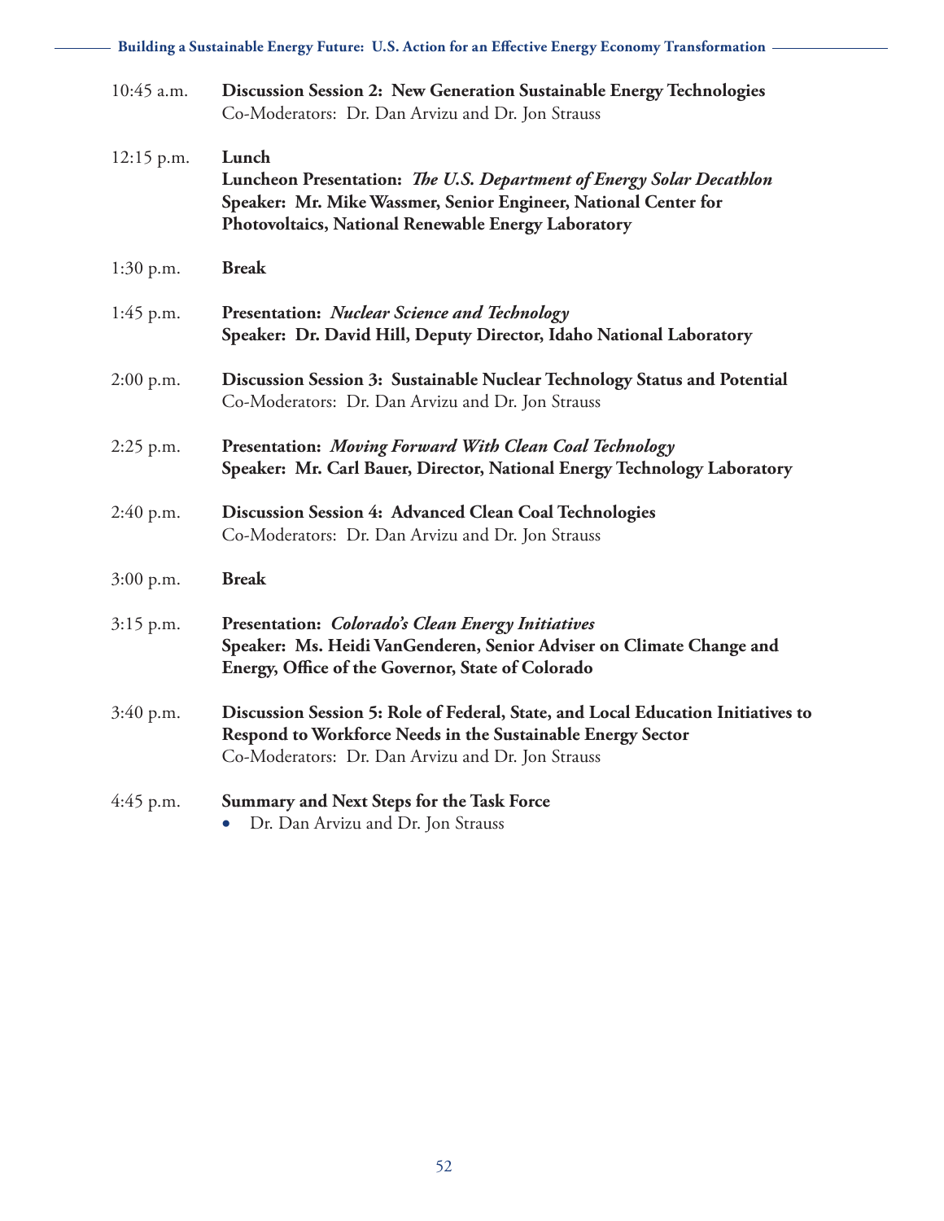| | |
|---|---|
| 10:45 a.m. | **Discussion Session 2: New Generation Sustainable Energy Technologies**<br>Co-Moderators: Dr. Dan Arvizu and Dr. Jon Strauss |
| 12:15 p.m. | **Lunch**<br>**Luncheon Presentation: *The U.S. Department of Energy Solar Decathlon***<br>**Speaker: Mr. Mike Wassmer, Senior Engineer, National Center for Photovoltaics, National Renewable Energy Laboratory** |
| 1:30 p.m. | **Break** |
| 1:45 p.m. | **Presentation: *Nuclear Science and Technology***<br>**Speaker: Dr. David Hill, Deputy Director, Idaho National Laboratory** |
| 2:00 p.m. | **Discussion Session 3: Sustainable Nuclear Technology Status and Potential**<br>Co-Moderators: Dr. Dan Arvizu and Dr. Jon Strauss |
| 2:25 p.m. | **Presentation: *Moving Forward With Clean Coal Technology***<br>**Speaker: Mr. Carl Bauer, Director, National Energy Technology Laboratory** |
| 2:40 p.m. | **Discussion Session 4: Advanced Clean Coal Technologies**<br>Co-Moderators: Dr. Dan Arvizu and Dr. Jon Strauss |
| 3:00 p.m. | **Break** |
| 3:15 p.m. | **Presentation: *Colorado's Clean Energy Initiatives***<br>**Speaker: Ms. Heidi VanGenderen, Senior Adviser on Climate Change and Energy, Office of the Governor, State of Colorado** |
| 3:40 p.m. | **Discussion Session 5: Role of Federal, State, and Local Education Initiatives to Respond to Workforce Needs in the Sustainable Energy Sector**<br>Co-Moderators: Dr. Dan Arvizu and Dr. Jon Strauss |
| 4:45 p.m. | **Summary and Next Steps for the Task Force**<br>• Dr. Dan Arvizu and Dr. Jon Strauss |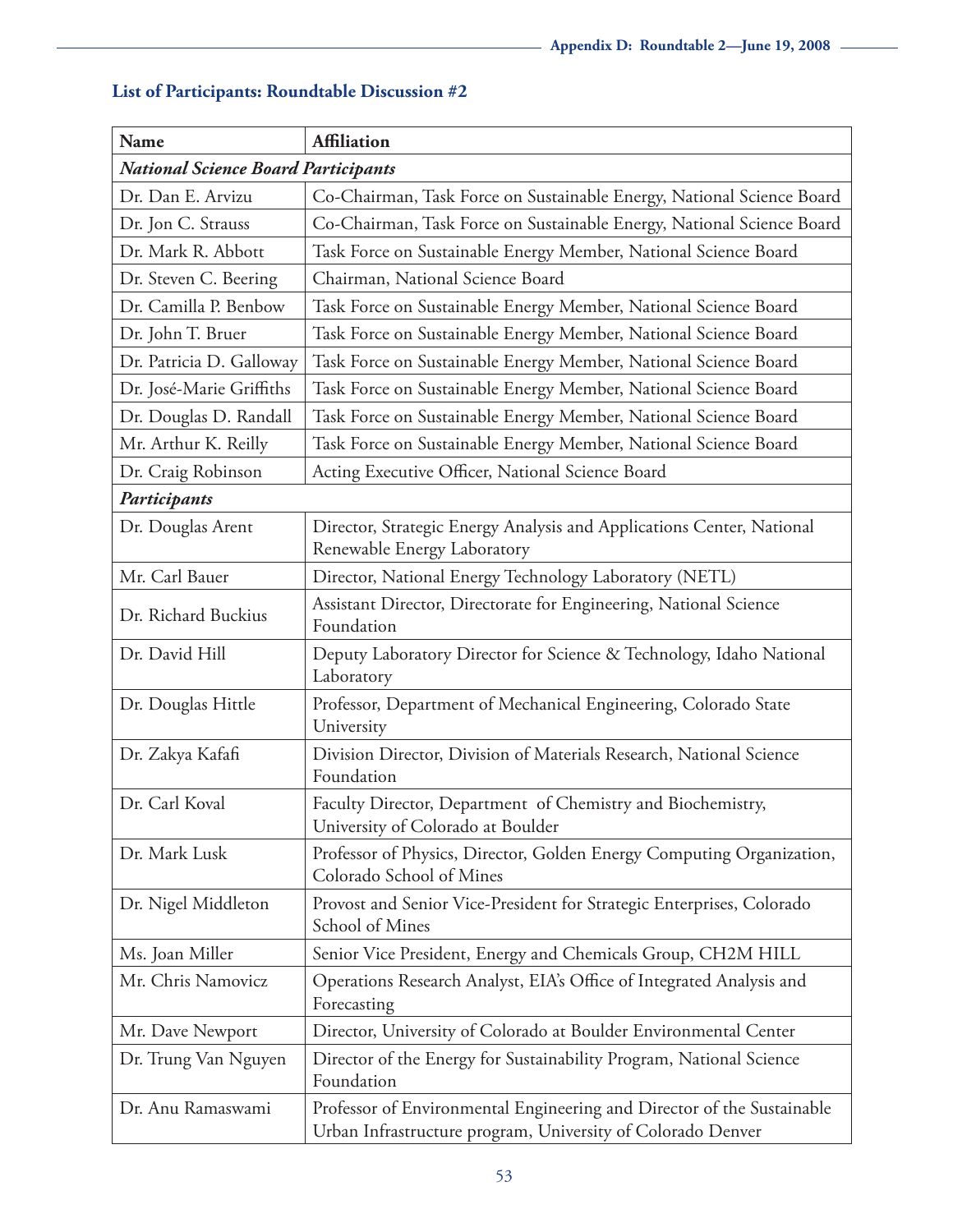## List of Participants: Roundtable Discussion #2

| Name | Affiliation |
|---|---|
| ***National Science Board Participants*** | |
| Dr. Dan E. Arvizu | Co-Chairman, Task Force on Sustainable Energy, National Science Board |
| Dr. Jon C. Strauss | Co-Chairman, Task Force on Sustainable Energy, National Science Board |
| Dr. Mark R. Abbott | Task Force on Sustainable Energy Member, National Science Board |
| Dr. Steven C. Beering | Chairman, National Science Board |
| Dr. Camilla P. Benbow | Task Force on Sustainable Energy Member, National Science Board |
| Dr. John T. Bruer | Task Force on Sustainable Energy Member, National Science Board |
| Dr. Patricia D. Galloway | Task Force on Sustainable Energy Member, National Science Board |
| Dr. José-Marie Griffiths | Task Force on Sustainable Energy Member, National Science Board |
| Dr. Douglas D. Randall | Task Force on Sustainable Energy Member, National Science Board |
| Mr. Arthur K. Reilly | Task Force on Sustainable Energy Member, National Science Board |
| Dr. Craig Robinson | Acting Executive Officer, National Science Board |
| ***Participants*** | |
| Dr. Douglas Arent | Director, Strategic Energy Analysis and Applications Center, National Renewable Energy Laboratory |
| Mr. Carl Bauer | Director, National Energy Technology Laboratory (NETL) |
| Dr. Richard Buckius | Assistant Director, Directorate for Engineering, National Science Foundation |
| Dr. David Hill | Deputy Laboratory Director for Science & Technology, Idaho National Laboratory |
| Dr. Douglas Hittle | Professor, Department of Mechanical Engineering, Colorado State University |
| Dr. Zakya Kafafi | Division Director, Division of Materials Research, National Science Foundation |
| Dr. Carl Koval | Faculty Director, Department of Chemistry and Biochemistry, University of Colorado at Boulder |
| Dr. Mark Lusk | Professor of Physics, Director, Golden Energy Computing Organization, Colorado School of Mines |
| Dr. Nigel Middleton | Provost and Senior Vice-President for Strategic Enterprises, Colorado School of Mines |
| Ms. Joan Miller | Senior Vice President, Energy and Chemicals Group, CH2M HILL |
| Mr. Chris Namovicz | Operations Research Analyst, EIA's Office of Integrated Analysis and Forecasting |
| Mr. Dave Newport | Director, University of Colorado at Boulder Environmental Center |
| Dr. Trung Van Nguyen | Director of the Energy for Sustainability Program, National Science Foundation |
| Dr. Anu Ramaswami | Professor of Environmental Engineering and Director of the Sustainable Urban Infrastructure program, University of Colorado Denver |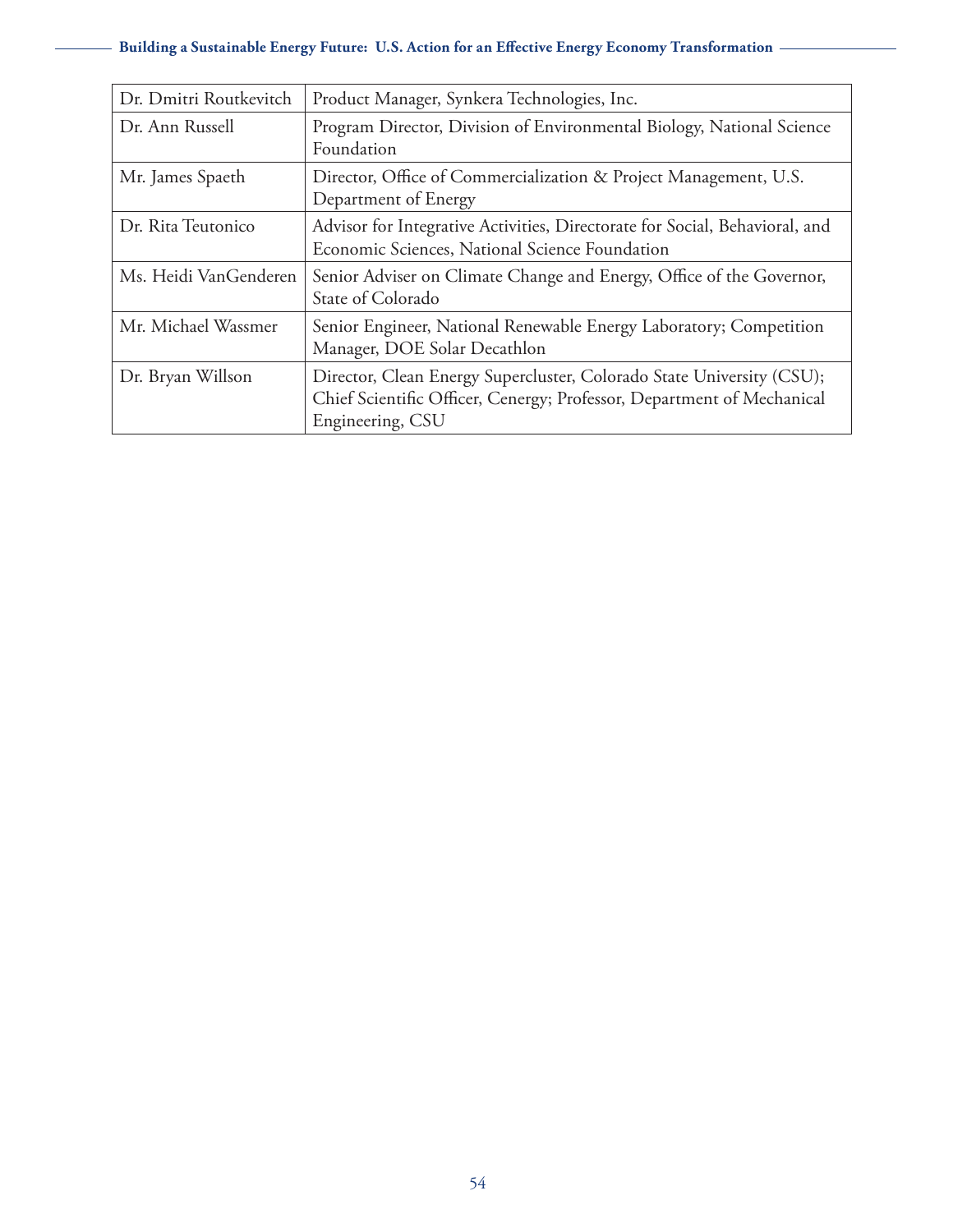| | |
|---|---|
| Dr. Dmitri Routkevitch | Product Manager, Synkera Technologies, Inc. |
| Dr. Ann Russell | Program Director, Division of Environmental Biology, National Science Foundation |
| Mr. James Spaeth | Director, Office of Commercialization & Project Management, U.S. Department of Energy |
| Dr. Rita Teutonico | Advisor for Integrative Activities, Directorate for Social, Behavioral, and Economic Sciences, National Science Foundation |
| Ms. Heidi VanGenderen | Senior Adviser on Climate Change and Energy, Office of the Governor, State of Colorado |
| Mr. Michael Wassmer | Senior Engineer, National Renewable Energy Laboratory; Competition Manager, DOE Solar Decathlon |
| Dr. Bryan Willson | Director, Clean Energy Supercluster, Colorado State University (CSU); Chief Scientific Officer, Cenergy; Professor, Department of Mechanical Engineering, CSU |